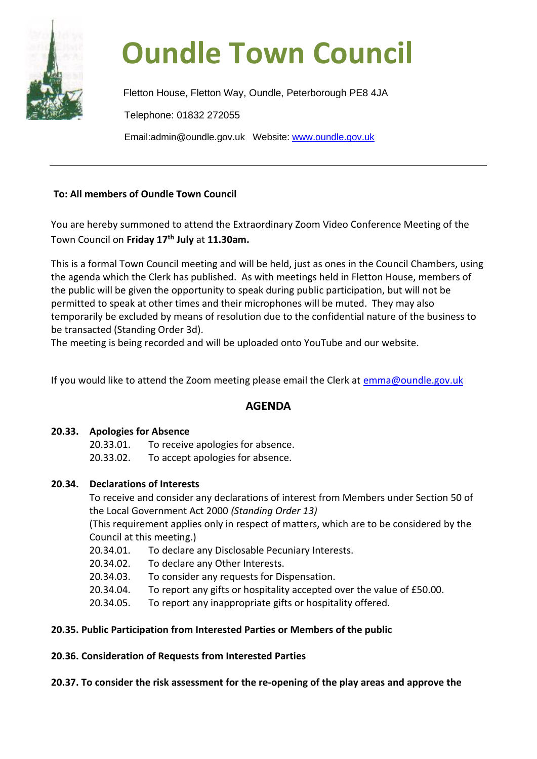# Oundle Town Council

Fletton House, Fletton Way, Oundle, Peterborough PE8 4JA

Telephone: 01832 272055

Email:admin@oundle.gov.uk   Website: www.oundle.gov.uk

---

**To: All members of Oundle Town Council**

You are hereby summoned to attend the Extraordinary Zoom Video Conference Meeting of the Town Council on **Friday 17th July** at **11.30am.**

This is a formal Town Council meeting and will be held, just as ones in the Council Chambers, using the agenda which the Clerk has published. As with meetings held in Fletton House, members of the public will be given the opportunity to speak during public participation, but will not be permitted to speak at other times and their microphones will be muted. They may also temporarily be excluded by means of resolution due to the confidential nature of the business to be transacted (Standing Order 3d).
The meeting is being recorded and will be uploaded onto YouTube and our website.

If you would like to attend the Zoom meeting please email the Clerk at emma@oundle.gov.uk

## AGENDA

**20.33. Apologies for Absence**

- 20.33.01. To receive apologies for absence.
- 20.33.02. To accept apologies for absence.

**20.34. Declarations of Interests**

To receive and consider any declarations of interest from Members under Section 50 of the Local Government Act 2000 *(Standing Order 13)*
(This requirement applies only in respect of matters, which are to be considered by the Council at this meeting.)

- 20.34.01. To declare any Disclosable Pecuniary Interests.
- 20.34.02. To declare any Other Interests.
- 20.34.03. To consider any requests for Dispensation.
- 20.34.04. To report any gifts or hospitality accepted over the value of £50.00.
- 20.34.05. To report any inappropriate gifts or hospitality offered.

**20.35. Public Participation from Interested Parties or Members of the public**

**20.36. Consideration of Requests from Interested Parties**

**20.37. To consider the risk assessment for the re-opening of the play areas and approve the**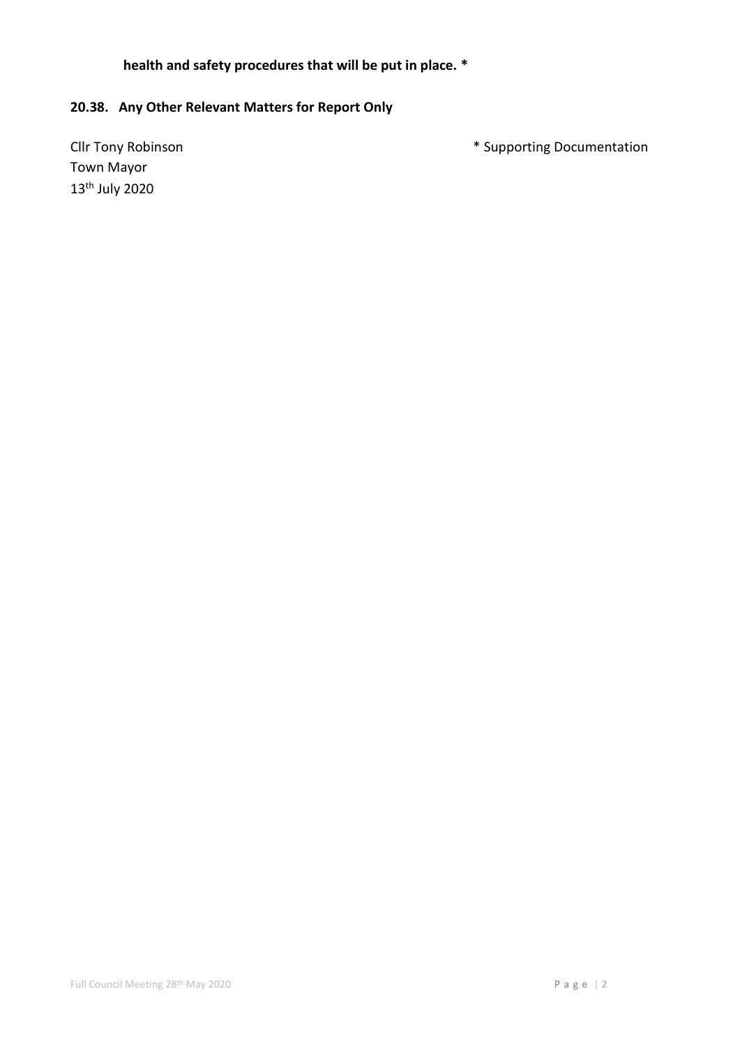**health and safety procedures that will be put in place. ***

## 20.38. Any Other Relevant Matters for Report Only

Cllr Tony Robinson
Town Mayor
13th July 2020

\* Supporting Documentation